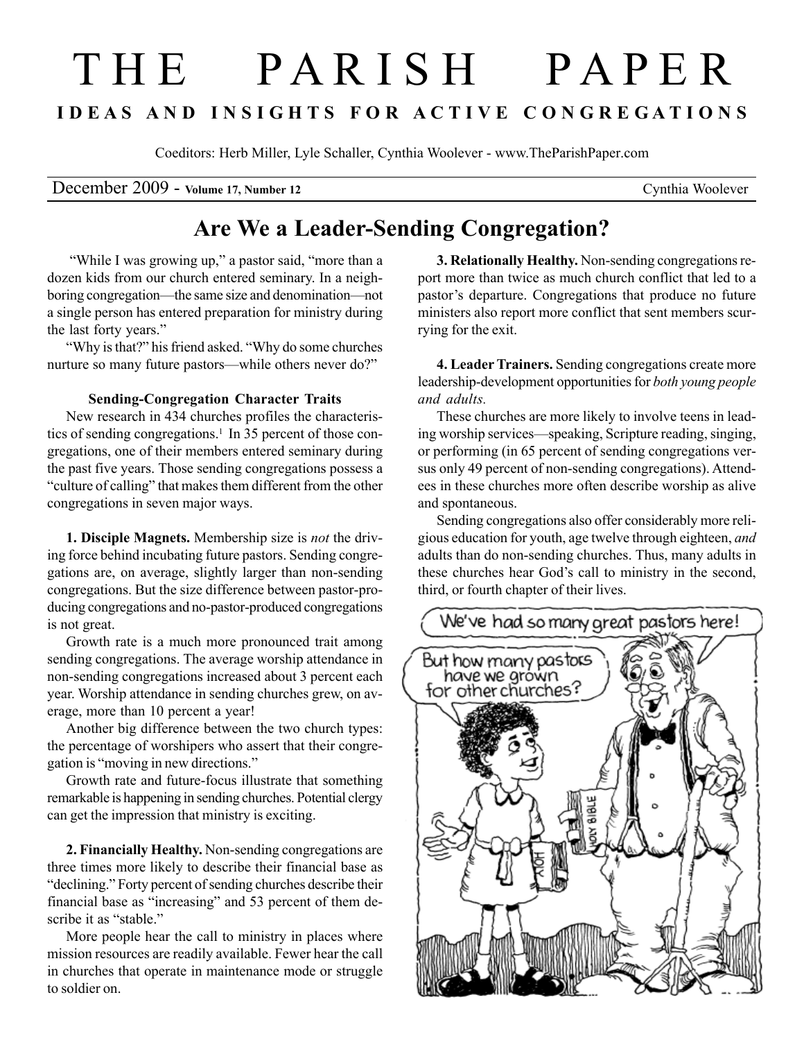# THE PARISH PAPER

**IDEAS AND INSIGHTS FOR ACTIVE CONGREGATIONS**

Coeditors: Herb Miller, Lyle Schaller, Cynthia Woolever - www.TheParishPaper.com

December 2009 - **Volume 17, Number 12** Cynthia Woolever

## Are We a Leader-Sending Congregation?

"While I was growing up," a pastor said, "more than a dozen kids from our church entered seminary. In a neighboring congregation—the same size and denomination—not a single person has entered preparation for ministry during the last forty years."

"Why is that?" his friend asked. "Why do some churches nurture so many future pastors—while others never do?"

### Sending-Congregation Character Traits

New research in 434 churches profiles the characteristics of sending congregations.[1] In 35 percent of those congregations, one of their members entered seminary during the past five years. Those sending congregations possess a "culture of calling" that makes them different from the other congregations in seven major ways.

**1. Disciple Magnets.** Membership size is *not* the driving force behind incubating future pastors. Sending congregations are, on average, slightly larger than non-sending congregations. But the size difference between pastor-producing congregations and no-pastor-produced congregations is not great.

Growth rate is a much more pronounced trait among sending congregations. The average worship attendance in non-sending congregations increased about 3 percent each year. Worship attendance in sending churches grew, on average, more than 10 percent a year!

Another big difference between the two church types: the percentage of worshipers who assert that their congregation is "moving in new directions."

Growth rate and future-focus illustrate that something remarkable is happening in sending churches. Potential clergy can get the impression that ministry is exciting.

**2. Financially Healthy.** Non-sending congregations are three times more likely to describe their financial base as "declining." Forty percent of sending churches describe their financial base as "increasing" and 53 percent of them describe it as "stable."

More people hear the call to ministry in places where mission resources are readily available. Fewer hear the call in churches that operate in maintenance mode or struggle to soldier on.

**3. Relationally Healthy.** Non-sending congregations report more than twice as much church conflict that led to a pastor's departure. Congregations that produce no future ministers also report more conflict that sent members scurrying for the exit.

**4. Leader Trainers.** Sending congregations create more leadership-development opportunities for *both young people and adults.*

These churches are more likely to involve teens in leading worship services—speaking, Scripture reading, singing, or performing (in 65 percent of sending congregations versus only 49 percent of non-sending congregations). Attendees in these churches more often describe worship as alive and spontaneous.

Sending congregations also offer considerably more religious education for youth, age twelve through eighteen, *and* adults than do non-sending churches. Thus, many adults in these churches hear God's call to ministry in the second, third, or fourth chapter of their lives.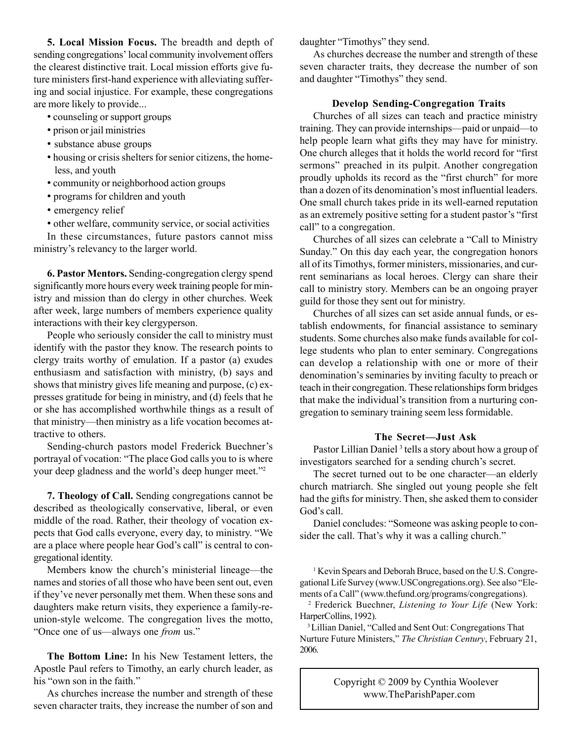**5. Local Mission Focus.** The breadth and depth of sending congregations' local community involvement offers the clearest distinctive trait. Local mission efforts give future ministers first-hand experience with alleviating suffering and social injustice. For example, these congregations are more likely to provide...

- counseling or support groups
- prison or jail ministries
- substance abuse groups
- housing or crisis shelters for senior citizens, the homeless, and youth
- community or neighborhood action groups
- programs for children and youth
- emergency relief
- other welfare, community service, or social activities

In these circumstances, future pastors cannot miss ministry's relevancy to the larger world.

**6. Pastor Mentors.** Sending-congregation clergy spend significantly more hours every week training people for ministry and mission than do clergy in other churches. Week after week, large numbers of members experience quality interactions with their key clergyperson.

People who seriously consider the call to ministry must identify with the pastor they know. The research points to clergy traits worthy of emulation. If a pastor (a) exudes enthusiasm and satisfaction with ministry, (b) says and shows that ministry gives life meaning and purpose, (c) expresses gratitude for being in ministry, and (d) feels that he or she has accomplished worthwhile things as a result of that ministry—then ministry as a life vocation becomes attractive to others.

Sending-church pastors model Frederick Buechner's portrayal of vocation: "The place God calls you to is where your deep gladness and the world's deep hunger meet."[2]

**7. Theology of Call.** Sending congregations cannot be described as theologically conservative, liberal, or even middle of the road. Rather, their theology of vocation expects that God calls everyone, every day, to ministry. "We are a place where people hear God's call" is central to congregational identity.

Members know the church's ministerial lineage—the names and stories of all those who have been sent out, even if they've never personally met them. When these sons and daughters make return visits, they experience a family-reunion-style welcome. The congregation lives the motto, "Once one of us—always one *from* us."

**The Bottom Line:** In his New Testament letters, the Apostle Paul refers to Timothy, an early church leader, as his "own son in the faith."

As churches increase the number and strength of these seven character traits, they increase the number of son and daughter "Timothys" they send.

As churches decrease the number and strength of these seven character traits, they decrease the number of son and daughter "Timothys" they send.

### Develop Sending-Congregation Traits

Churches of all sizes can teach and practice ministry training. They can provide internships—paid or unpaid—to help people learn what gifts they may have for ministry. One church alleges that it holds the world record for "first sermons" preached in its pulpit. Another congregation proudly upholds its record as the "first church" for more than a dozen of its denomination's most influential leaders. One small church takes pride in its well-earned reputation as an extremely positive setting for a student pastor's "first call" to a congregation.

Churches of all sizes can celebrate a "Call to Ministry Sunday." On this day each year, the congregation honors all of its Timothys, former ministers, missionaries, and current seminarians as local heroes. Clergy can share their call to ministry story. Members can be an ongoing prayer guild for those they sent out for ministry.

Churches of all sizes can set aside annual funds, or establish endowments, for financial assistance to seminary students. Some churches also make funds available for college students who plan to enter seminary. Congregations can develop a relationship with one or more of their denomination's seminaries by inviting faculty to preach or teach in their congregation. These relationships form bridges that make the individual's transition from a nurturing congregation to seminary training seem less formidable.

### The Secret—Just Ask

Pastor Lillian Daniel[3] tells a story about how a group of investigators searched for a sending church's secret.

The secret turned out to be one character—an elderly church matriarch. She singled out young people she felt had the gifts for ministry. Then, she asked them to consider God's call.

Daniel concludes: "Someone was asking people to consider the call. That's why it was a calling church."

[1] Kevin Spears and Deborah Bruce, based on the U.S. Congregational Life Survey (www.USCongregations.org). See also "Elements of a Call" (www.thefund.org/programs/congregations).

[2] Frederick Buechner, *Listening to Your Life* (New York: HarperCollins, 1992).

[3] Lillian Daniel, "Called and Sent Out: Congregations That Nurture Future Ministers," *The Christian Century*, February 21, 2006.

Copyright © 2009 by Cynthia Woolever
www.TheParishPaper.com